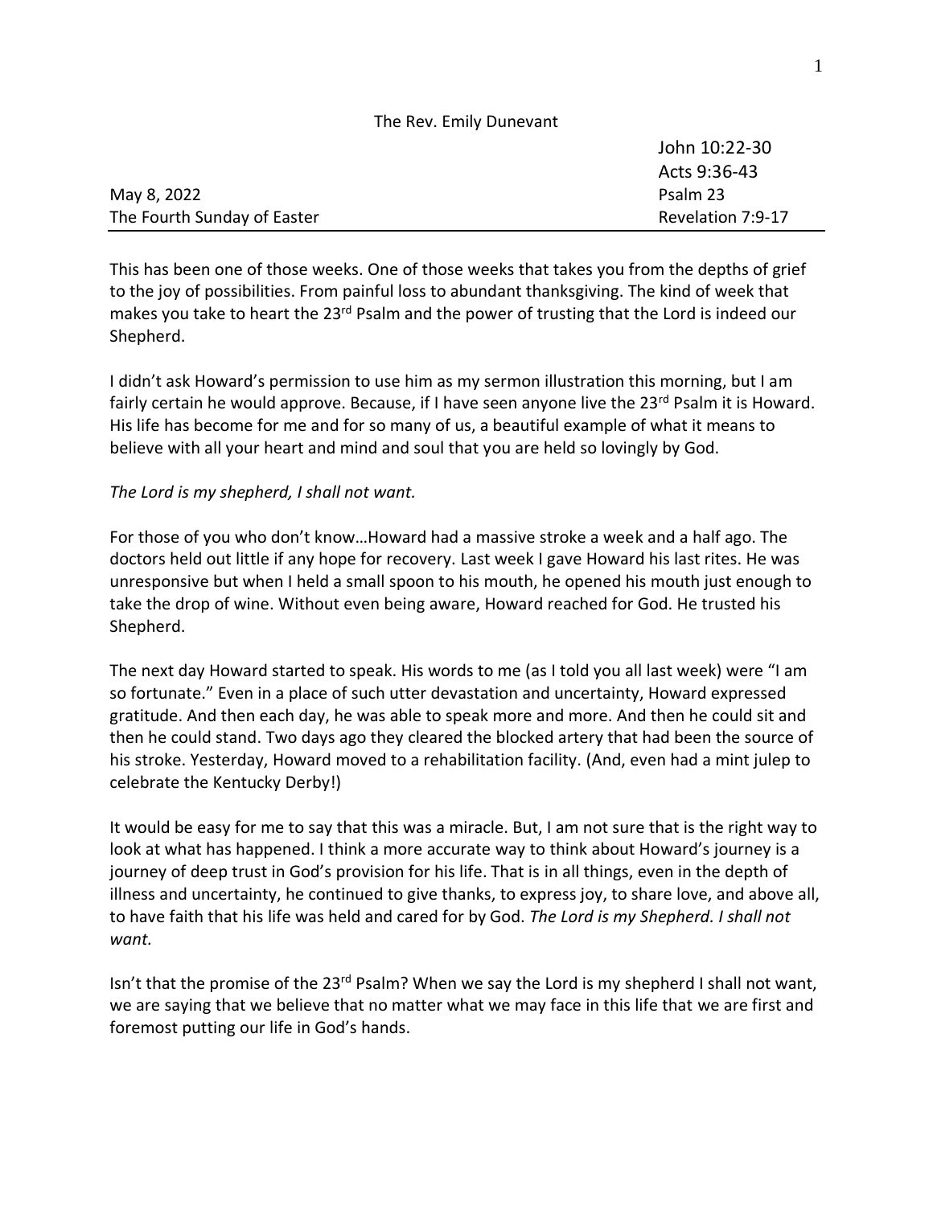The Rev. Emily Dunevant

| | |
|---|---|
| | John 10:22-30 |
| | Acts 9:36-43 |
| May 8, 2022 | Psalm 23 |
| The Fourth Sunday of Easter | Revelation 7:9-17 |

This has been one of those weeks. One of those weeks that takes you from the depths of grief to the joy of possibilities. From painful loss to abundant thanksgiving. The kind of week that makes you take to heart the 23rd Psalm and the power of trusting that the Lord is indeed our Shepherd.

I didn't ask Howard's permission to use him as my sermon illustration this morning, but I am fairly certain he would approve. Because, if I have seen anyone live the 23rd Psalm it is Howard. His life has become for me and for so many of us, a beautiful example of what it means to believe with all your heart and mind and soul that you are held so lovingly by God.

*The Lord is my shepherd, I shall not want.*

For those of you who don't know…Howard had a massive stroke a week and a half ago. The doctors held out little if any hope for recovery. Last week I gave Howard his last rites. He was unresponsive but when I held a small spoon to his mouth, he opened his mouth just enough to take the drop of wine. Without even being aware, Howard reached for God. He trusted his Shepherd.

The next day Howard started to speak. His words to me (as I told you all last week) were "I am so fortunate." Even in a place of such utter devastation and uncertainty, Howard expressed gratitude. And then each day, he was able to speak more and more. And then he could sit and then he could stand. Two days ago they cleared the blocked artery that had been the source of his stroke. Yesterday, Howard moved to a rehabilitation facility. (And, even had a mint julep to celebrate the Kentucky Derby!)

It would be easy for me to say that this was a miracle. But, I am not sure that is the right way to look at what has happened. I think a more accurate way to think about Howard's journey is a journey of deep trust in God's provision for his life. That is in all things, even in the depth of illness and uncertainty, he continued to give thanks, to express joy, to share love, and above all, to have faith that his life was held and cared for by God. *The Lord is my Shepherd. I shall not want.*

Isn't that the promise of the 23rd Psalm? When we say the Lord is my shepherd I shall not want, we are saying that we believe that no matter what we may face in this life that we are first and foremost putting our life in God's hands.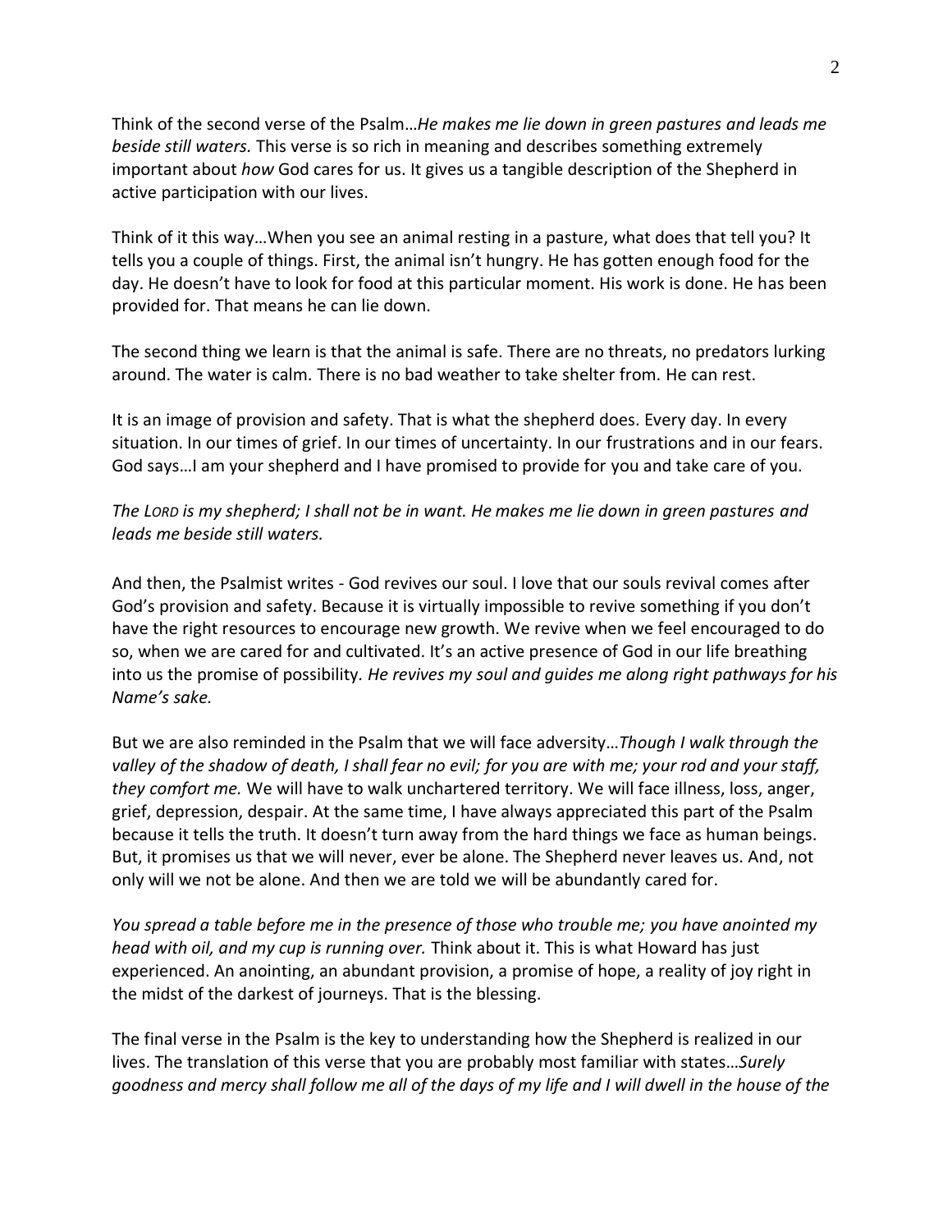Think of the second verse of the Psalm…*He makes me lie down in green pastures and leads me beside still waters.* This verse is so rich in meaning and describes something extremely important about *how* God cares for us. It gives us a tangible description of the Shepherd in active participation with our lives.

Think of it this way…When you see an animal resting in a pasture, what does that tell you? It tells you a couple of things. First, the animal isn't hungry. He has gotten enough food for the day. He doesn't have to look for food at this particular moment. His work is done. He has been provided for. That means he can lie down.

The second thing we learn is that the animal is safe. There are no threats, no predators lurking around. The water is calm. There is no bad weather to take shelter from. He can rest.

It is an image of provision and safety. That is what the shepherd does. Every day. In every situation. In our times of grief. In our times of uncertainty. In our frustrations and in our fears. God says…I am your shepherd and I have promised to provide for you and take care of you.

*The LORD is my shepherd; I shall not be in want. He makes me lie down in green pastures and leads me beside still waters.*

And then, the Psalmist writes - God revives our soul. I love that our souls revival comes after God's provision and safety. Because it is virtually impossible to revive something if you don't have the right resources to encourage new growth. We revive when we feel encouraged to do so, when we are cared for and cultivated. It's an active presence of God in our life breathing into us the promise of possibility. *He revives my soul and guides me along right pathways for his Name's sake.*

But we are also reminded in the Psalm that we will face adversity…*Though I walk through the valley of the shadow of death, I shall fear no evil; for you are with me; your rod and your staff, they comfort me.* We will have to walk unchartered territory. We will face illness, loss, anger, grief, depression, despair. At the same time, I have always appreciated this part of the Psalm because it tells the truth. It doesn't turn away from the hard things we face as human beings. But, it promises us that we will never, ever be alone. The Shepherd never leaves us. And, not only will we not be alone. And then we are told we will be abundantly cared for.

*You spread a table before me in the presence of those who trouble me; you have anointed my head with oil, and my cup is running over.* Think about it. This is what Howard has just experienced. An anointing, an abundant provision, a promise of hope, a reality of joy right in the midst of the darkest of journeys. That is the blessing.

The final verse in the Psalm is the key to understanding how the Shepherd is realized in our lives. The translation of this verse that you are probably most familiar with states…*Surely goodness and mercy shall follow me all of the days of my life and I will dwell in the house of the*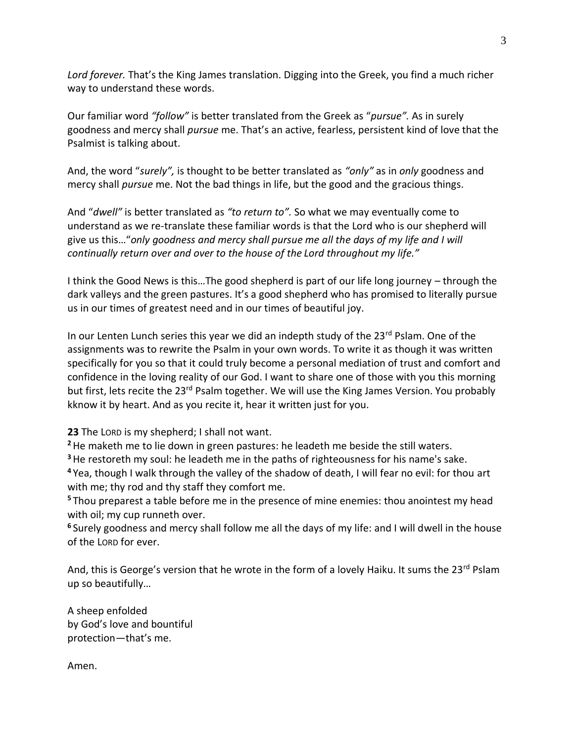*Lord forever.* That's the King James translation. Digging into the Greek, you find a much richer way to understand these words.

Our familiar word *"follow"* is better translated from the Greek as "*pursue".* As in surely goodness and mercy shall *pursue* me. That's an active, fearless, persistent kind of love that the Psalmist is talking about.

And, the word "*surely",* is thought to be better translated as *"only"* as in *only* goodness and mercy shall *pursue* me. Not the bad things in life, but the good and the gracious things.

And "*dwell"* is better translated as *"to return to".* So what we may eventually come to understand as we re-translate these familiar words is that the Lord who is our shepherd will give us this…"*only goodness and mercy shall pursue me all the days of my life and I will continually return over and over to the house of the Lord throughout my life."*

I think the Good News is this…The good shepherd is part of our life long journey – through the dark valleys and the green pastures. It's a good shepherd who has promised to literally pursue us in our times of greatest need and in our times of beautiful joy.

In our Lenten Lunch series this year we did an indepth study of the 23rd Pslam. One of the assignments was to rewrite the Psalm in your own words. To write it as though it was written specifically for you so that it could truly become a personal mediation of trust and comfort and confidence in the loving reality of our God. I want to share one of those with you this morning but first, lets recite the 23rd Psalm together. We will use the King James Version. You probably kknow it by heart. And as you recite it, hear it written just for you.

**23** The LORD is my shepherd; I shall not want.
**2** He maketh me to lie down in green pastures: he leadeth me beside the still waters.
**3** He restoreth my soul: he leadeth me in the paths of righteousness for his name's sake.
**4** Yea, though I walk through the valley of the shadow of death, I will fear no evil: for thou art with me; thy rod and thy staff they comfort me.
**5** Thou preparest a table before me in the presence of mine enemies: thou anointest my head with oil; my cup runneth over.
**6** Surely goodness and mercy shall follow me all the days of my life: and I will dwell in the house of the LORD for ever.

And, this is George's version that he wrote in the form of a lovely Haiku. It sums the 23rd Pslam up so beautifully…

A sheep enfolded
by God's love and bountiful
protection—that's me.

Amen.